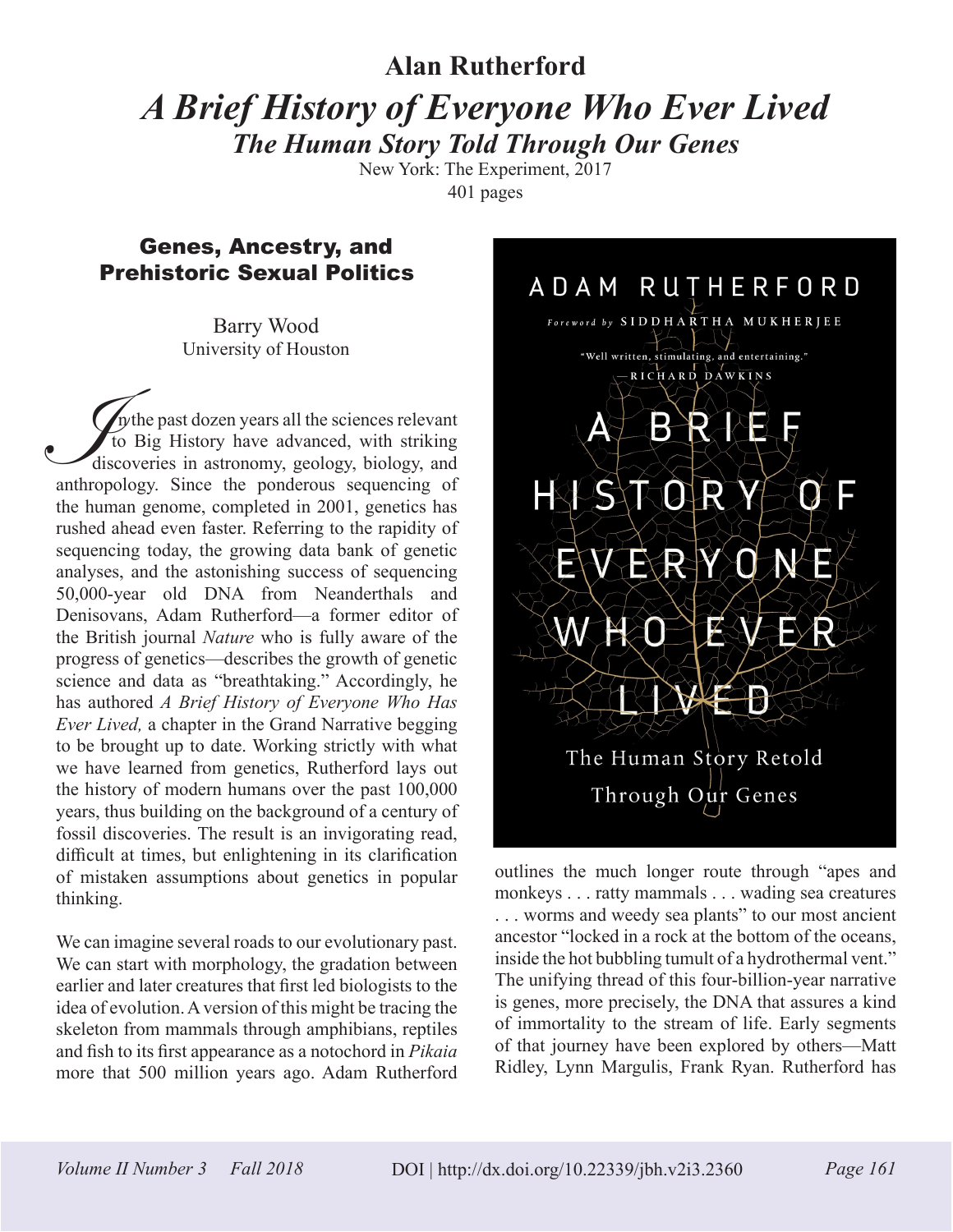**Alan Rutherford**

# *A Brief History of Everyone Who Ever Lived*

***The Human Story Told Through Our Genes***

New York: The Experiment, 2017

401 pages

## Genes, Ancestry, and Prehistoric Sexual Politics

Barry Wood
University of Houston

In the past dozen years all the sciences relevant to Big History have advanced, with striking discoveries in astronomy, geology, biology, and anthropology. Since the ponderous sequencing of the human genome, completed in 2001, genetics has rushed ahead even faster. Referring to the rapidity of sequencing today, the growing data bank of genetic analyses, and the astonishing success of sequencing 50,000-year old DNA from Neanderthals and Denisovans, Adam Rutherford—a former editor of the British journal *Nature* who is fully aware of the progress of genetics—describes the growth of genetic science and data as "breathtaking." Accordingly, he has authored *A Brief History of Everyone Who Has Ever Lived,* a chapter in the Grand Narrative begging to be brought up to date. Working strictly with what we have learned from genetics, Rutherford lays out the history of modern humans over the past 100,000 years, thus building on the background of a century of fossil discoveries. The result is an invigorating read, difficult at times, but enlightening in its clarification of mistaken assumptions about genetics in popular thinking.

We can imagine several roads to our evolutionary past. We can start with morphology, the gradation between earlier and later creatures that first led biologists to the idea of evolution. A version of this might be tracing the skeleton from mammals through amphibians, reptiles and fish to its first appearance as a notochord in *Pikaia* more that 500 million years ago. Adam Rutherford outlines the much longer route through "apes and monkeys . . . ratty mammals . . . wading sea creatures . . . worms and weedy sea plants" to our most ancient ancestor "locked in a rock at the bottom of the oceans, inside the hot bubbling tumult of a hydrothermal vent." The unifying thread of this four-billion-year narrative is genes, more precisely, the DNA that assures a kind of immortality to the stream of life. Early segments of that journey have been explored by others—Matt Ridley, Lynn Margulis, Frank Ryan. Rutherford has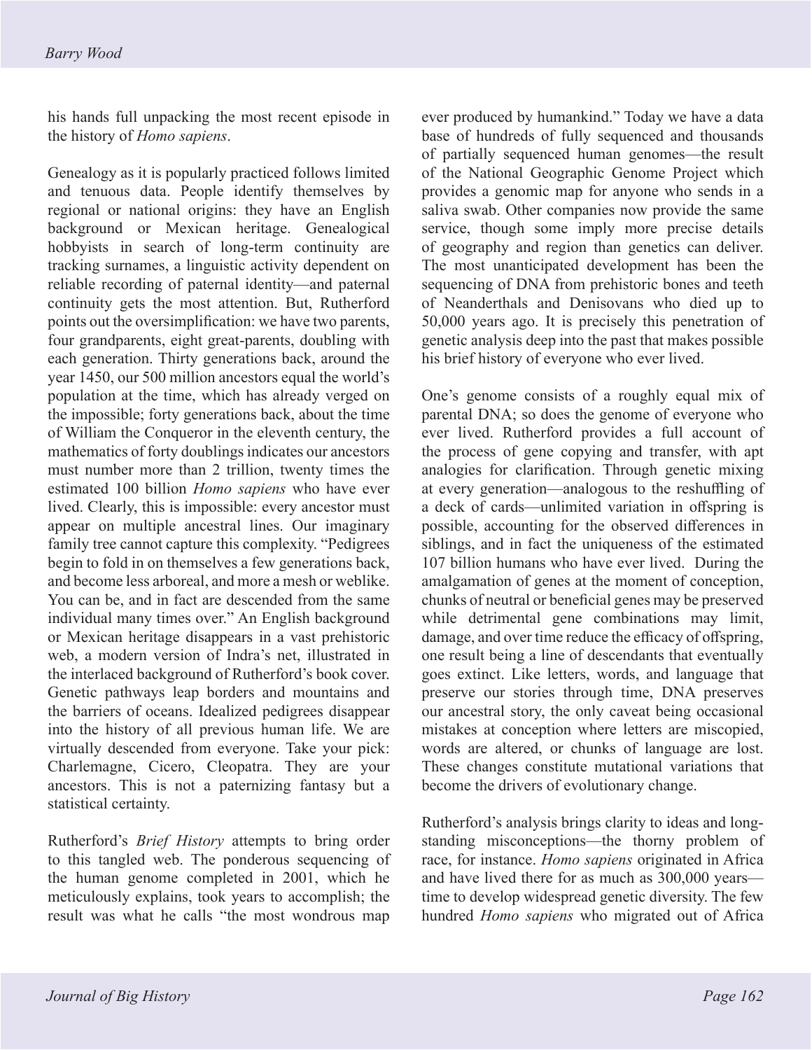his hands full unpacking the most recent episode in the history of *Homo sapiens*.

Genealogy as it is popularly practiced follows limited and tenuous data. People identify themselves by regional or national origins: they have an English background or Mexican heritage. Genealogical hobbyists in search of long-term continuity are tracking surnames, a linguistic activity dependent on reliable recording of paternal identity—and paternal continuity gets the most attention. But, Rutherford points out the oversimplification: we have two parents, four grandparents, eight great-parents, doubling with each generation. Thirty generations back, around the year 1450, our 500 million ancestors equal the world's population at the time, which has already verged on the impossible; forty generations back, about the time of William the Conqueror in the eleventh century, the mathematics of forty doublings indicates our ancestors must number more than 2 trillion, twenty times the estimated 100 billion *Homo sapiens* who have ever lived. Clearly, this is impossible: every ancestor must appear on multiple ancestral lines. Our imaginary family tree cannot capture this complexity. "Pedigrees begin to fold in on themselves a few generations back, and become less arboreal, and more a mesh or weblike. You can be, and in fact are descended from the same individual many times over." An English background or Mexican heritage disappears in a vast prehistoric web, a modern version of Indra's net, illustrated in the interlaced background of Rutherford's book cover. Genetic pathways leap borders and mountains and the barriers of oceans. Idealized pedigrees disappear into the history of all previous human life. We are virtually descended from everyone. Take your pick: Charlemagne, Cicero, Cleopatra. They are your ancestors. This is not a paternizing fantasy but a statistical certainty.

Rutherford's *Brief History* attempts to bring order to this tangled web. The ponderous sequencing of the human genome completed in 2001, which he meticulously explains, took years to accomplish; the result was what he calls "the most wondrous map ever produced by humankind." Today we have a data base of hundreds of fully sequenced and thousands of partially sequenced human genomes—the result of the National Geographic Genome Project which provides a genomic map for anyone who sends in a saliva swab. Other companies now provide the same service, though some imply more precise details of geography and region than genetics can deliver. The most unanticipated development has been the sequencing of DNA from prehistoric bones and teeth of Neanderthals and Denisovans who died up to 50,000 years ago. It is precisely this penetration of genetic analysis deep into the past that makes possible his brief history of everyone who ever lived.

One's genome consists of a roughly equal mix of parental DNA; so does the genome of everyone who ever lived. Rutherford provides a full account of the process of gene copying and transfer, with apt analogies for clarification. Through genetic mixing at every generation—analogous to the reshuffling of a deck of cards—unlimited variation in offspring is possible, accounting for the observed differences in siblings, and in fact the uniqueness of the estimated 107 billion humans who have ever lived. During the amalgamation of genes at the moment of conception, chunks of neutral or beneficial genes may be preserved while detrimental gene combinations may limit, damage, and over time reduce the efficacy of offspring, one result being a line of descendants that eventually goes extinct. Like letters, words, and language that preserve our stories through time, DNA preserves our ancestral story, the only caveat being occasional mistakes at conception where letters are miscopied, words are altered, or chunks of language are lost. These changes constitute mutational variations that become the drivers of evolutionary change.

Rutherford's analysis brings clarity to ideas and long-standing misconceptions—the thorny problem of race, for instance. *Homo sapiens* originated in Africa and have lived there for as much as 300,000 years—time to develop widespread genetic diversity. The few hundred *Homo sapiens* who migrated out of Africa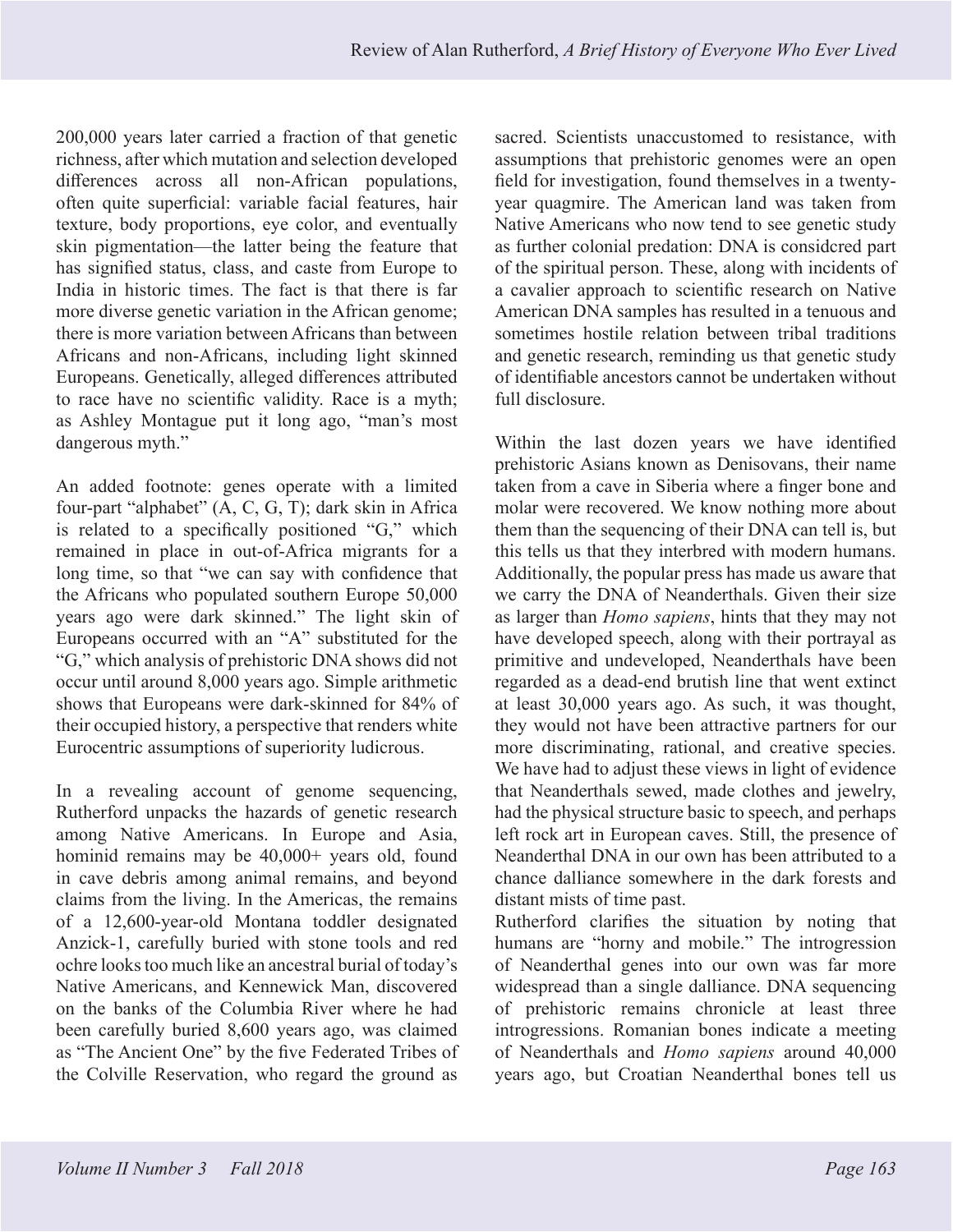200,000 years later carried a fraction of that genetic richness, after which mutation and selection developed differences across all non-African populations, often quite superficial: variable facial features, hair texture, body proportions, eye color, and eventually skin pigmentation—the latter being the feature that has signified status, class, and caste from Europe to India in historic times. The fact is that there is far more diverse genetic variation in the African genome; there is more variation between Africans than between Africans and non-Africans, including light skinned Europeans. Genetically, alleged differences attributed to race have no scientific validity. Race is a myth; as Ashley Montague put it long ago, "man's most dangerous myth."

An added footnote: genes operate with a limited four-part "alphabet" (A, C, G, T); dark skin in Africa is related to a specifically positioned "G," which remained in place in out-of-Africa migrants for a long time, so that "we can say with confidence that the Africans who populated southern Europe 50,000 years ago were dark skinned." The light skin of Europeans occurred with an "A" substituted for the "G," which analysis of prehistoric DNA shows did not occur until around 8,000 years ago. Simple arithmetic shows that Europeans were dark-skinned for 84% of their occupied history, a perspective that renders white Eurocentric assumptions of superiority ludicrous.

In a revealing account of genome sequencing, Rutherford unpacks the hazards of genetic research among Native Americans. In Europe and Asia, hominid remains may be 40,000+ years old, found in cave debris among animal remains, and beyond claims from the living. In the Americas, the remains of a 12,600-year-old Montana toddler designated Anzick-1, carefully buried with stone tools and red ochre looks too much like an ancestral burial of today's Native Americans, and Kennewick Man, discovered on the banks of the Columbia River where he had been carefully buried 8,600 years ago, was claimed as "The Ancient One" by the five Federated Tribes of the Colville Reservation, who regard the ground as sacred. Scientists unaccustomed to resistance, with assumptions that prehistoric genomes were an open field for investigation, found themselves in a twenty-year quagmire. The American land was taken from Native Americans who now tend to see genetic study as further colonial predation: DNA is considcred part of the spiritual person. These, along with incidents of a cavalier approach to scientific research on Native American DNA samples has resulted in a tenuous and sometimes hostile relation between tribal traditions and genetic research, reminding us that genetic study of identifiable ancestors cannot be undertaken without full disclosure.

Within the last dozen years we have identified prehistoric Asians known as Denisovans, their name taken from a cave in Siberia where a finger bone and molar were recovered. We know nothing more about them than the sequencing of their DNA can tell is, but this tells us that they interbred with modern humans. Additionally, the popular press has made us aware that we carry the DNA of Neanderthals. Given their size as larger than *Homo sapiens*, hints that they may not have developed speech, along with their portrayal as primitive and undeveloped, Neanderthals have been regarded as a dead-end brutish line that went extinct at least 30,000 years ago. As such, it was thought, they would not have been attractive partners for our more discriminating, rational, and creative species. We have had to adjust these views in light of evidence that Neanderthals sewed, made clothes and jewelry, had the physical structure basic to speech, and perhaps left rock art in European caves. Still, the presence of Neanderthal DNA in our own has been attributed to a chance dalliance somewhere in the dark forests and distant mists of time past.

Rutherford clarifies the situation by noting that humans are "horny and mobile." The introgression of Neanderthal genes into our own was far more widespread than a single dalliance. DNA sequencing of prehistoric remains chronicle at least three introgressions. Romanian bones indicate a meeting of Neanderthals and *Homo sapiens* around 40,000 years ago, but Croatian Neanderthal bones tell us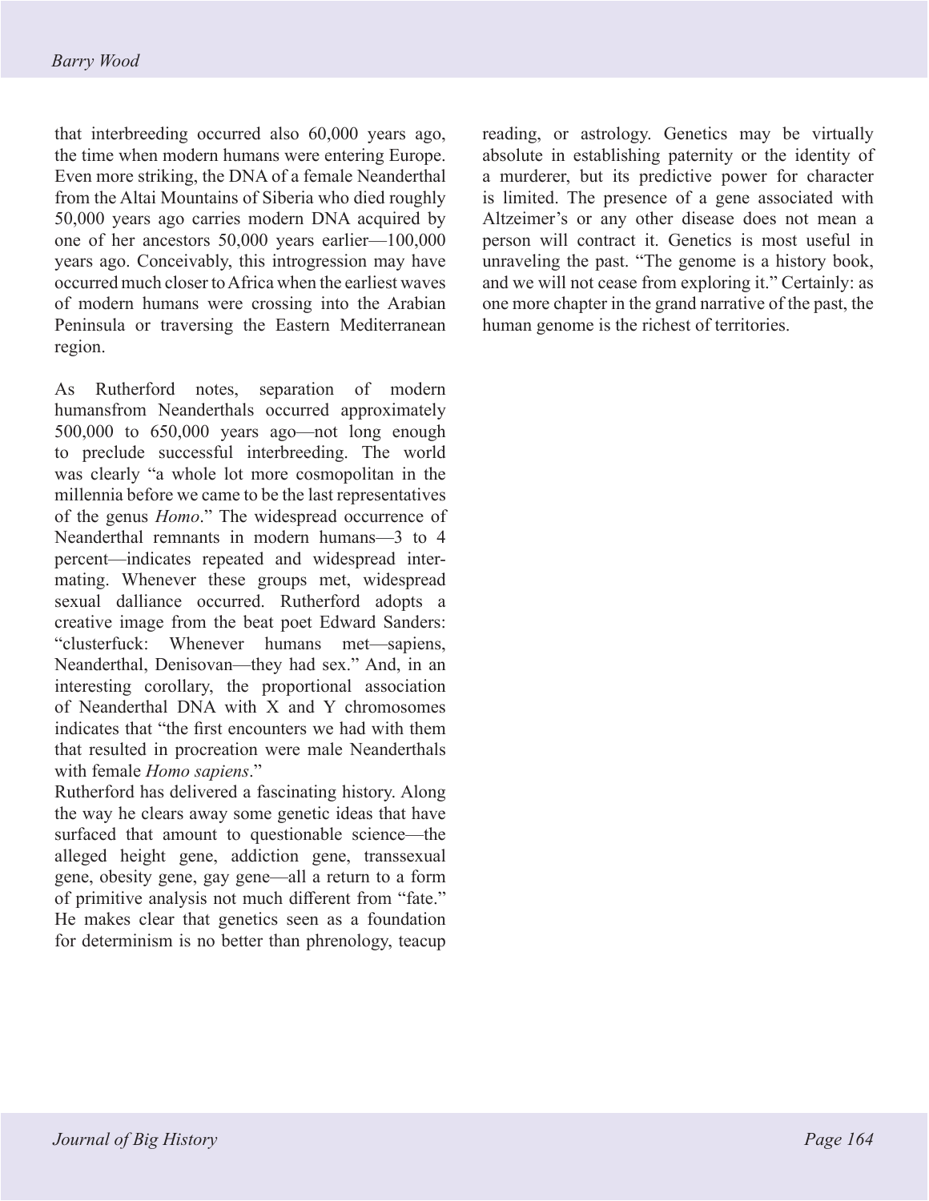that interbreeding occurred also 60,000 years ago, the time when modern humans were entering Europe. Even more striking, the DNA of a female Neanderthal from the Altai Mountains of Siberia who died roughly 50,000 years ago carries modern DNA acquired by one of her ancestors 50,000 years earlier—100,000 years ago. Conceivably, this introgression may have occurred much closer to Africa when the earliest waves of modern humans were crossing into the Arabian Peninsula or traversing the Eastern Mediterranean region.

As Rutherford notes, separation of modern humansfrom Neanderthals occurred approximately 500,000 to 650,000 years ago—not long enough to preclude successful interbreeding. The world was clearly "a whole lot more cosmopolitan in the millennia before we came to be the last representatives of the genus *Homo*." The widespread occurrence of Neanderthal remnants in modern humans—3 to 4 percent—indicates repeated and widespread inter-mating. Whenever these groups met, widespread sexual dalliance occurred. Rutherford adopts a creative image from the beat poet Edward Sanders: "clusterfuck: Whenever humans met—sapiens, Neanderthal, Denisovan—they had sex." And, in an interesting corollary, the proportional association of Neanderthal DNA with X and Y chromosomes indicates that "the first encounters we had with them that resulted in procreation were male Neanderthals with female *Homo sapiens*."

Rutherford has delivered a fascinating history. Along the way he clears away some genetic ideas that have surfaced that amount to questionable science—the alleged height gene, addiction gene, transsexual gene, obesity gene, gay gene—all a return to a form of primitive analysis not much different from "fate." He makes clear that genetics seen as a foundation for determinism is no better than phrenology, teacup reading, or astrology. Genetics may be virtually absolute in establishing paternity or the identity of a murderer, but its predictive power for character is limited. The presence of a gene associated with Altzeimer's or any other disease does not mean a person will contract it. Genetics is most useful in unraveling the past. "The genome is a history book, and we will not cease from exploring it." Certainly: as one more chapter in the grand narrative of the past, the human genome is the richest of territories.